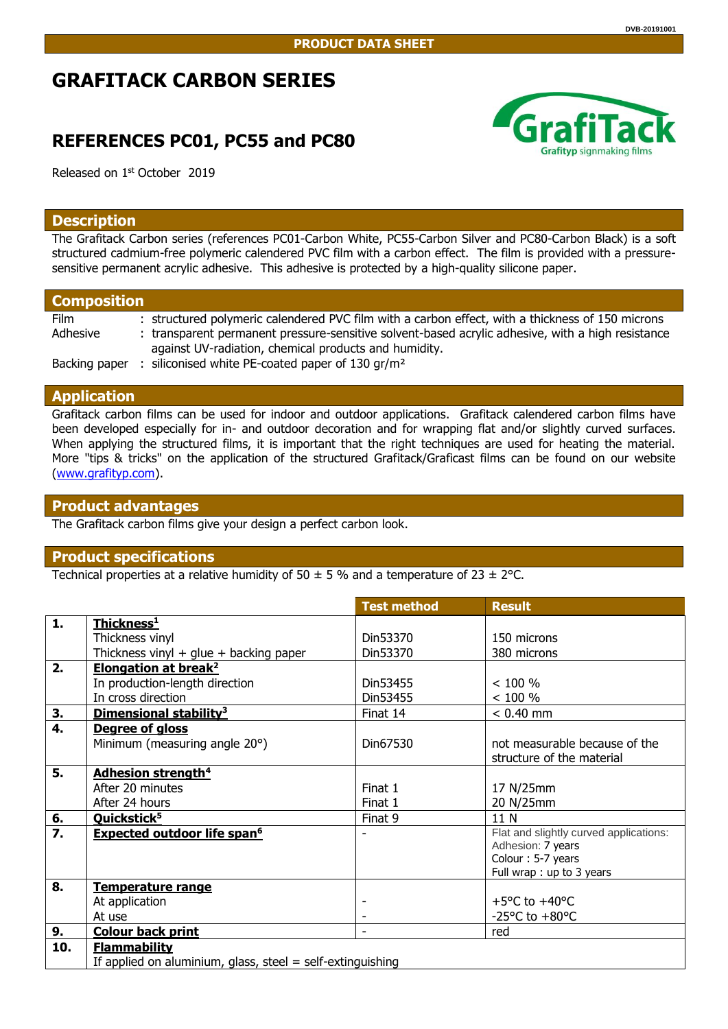DVB-20191001

PRODUCT DATA SHEET

# GRAFITACK CARBON SERIES

## REFERENCES PC01, PC55 and PC80

Released on 1st October 2019

## Description

The Grafitack Carbon series (references PC01-Carbon White, PC55-Carbon Silver and PC80-Carbon Black) is a soft structured cadmium-free polymeric calendered PVC film with a carbon effect. The film is provided with a pressure-sensitive permanent acrylic adhesive. This adhesive is protected by a high-quality silicone paper.

## Composition

| | |
|---|---|
| Film | : structured polymeric calendered PVC film with a carbon effect, with a thickness of 150 microns |
| Adhesive | : transparent permanent pressure-sensitive solvent-based acrylic adhesive, with a high resistance against UV-radiation, chemical products and humidity. |
| Backing paper | : siliconised white PE-coated paper of 130 gr/m² |

## Application

Grafitack carbon films can be used for indoor and outdoor applications. Grafitack calendered carbon films have been developed especially for in- and outdoor decoration and for wrapping flat and/or slightly curved surfaces. When applying the structured films, it is important that the right techniques are used for heating the material. More "tips & tricks" on the application of the structured Grafitack/Graficast films can be found on our website (www.grafityp.com).

## Product advantages

The Grafitack carbon films give your design a perfect carbon look.

## Product specifications

Technical properties at a relative humidity of 50 ± 5 % and a temperature of 23 ± 2°C.

| | | Test method | Result |
|---|---|---|---|
| **1.** | **Thickness[1]** | | |
| | Thickness vinyl | Din53370 | 150 microns |
| | Thickness vinyl + glue + backing paper | Din53370 | 380 microns |
| **2.** | **Elongation at break[2]** | | |
| | In production-length direction | Din53455 | < 100 % |
| | In cross direction | Din53455 | < 100 % |
| **3.** | **Dimensional stability[3]** | Finat 14 | < 0.40 mm |
| **4.** | **Degree of gloss** | | |
| | Minimum (measuring angle 20°) | Din67530 | not measurable because of the structure of the material |
| **5.** | **Adhesion strength[4]** | | |
| | After 20 minutes | Finat 1 | 17 N/25mm |
| | After 24 hours | Finat 1 | 20 N/25mm |
| **6.** | **Quickstick[5]** | Finat 9 | 11 N |
| **7.** | **Expected outdoor life span[6]** | - | Flat and slightly curved applications:<br>Adhesion: 7 years<br>Colour : 5-7 years<br>Full wrap : up to 3 years |
| **8.** | **Temperature range** | | |
| | At application | - | +5°C to +40°C |
| | At use | - | -25°C to +80°C |
| **9.** | **Colour back print** | - | red |
| **10.** | **Flammability** | | |
| | If applied on aluminium, glass, steel = self-extinguishing | | |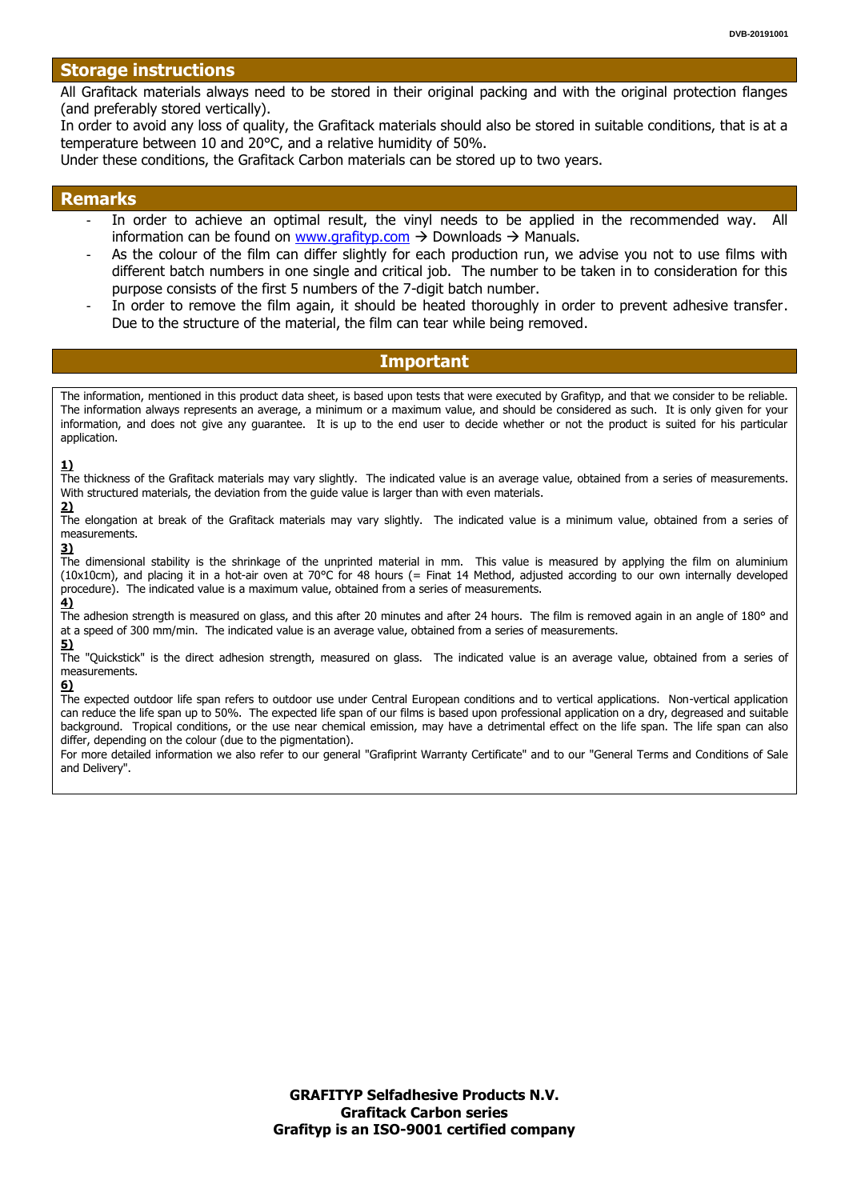## Storage instructions

All Grafitack materials always need to be stored in their original packing and with the original protection flanges (and preferably stored vertically).
In order to avoid any loss of quality, the Grafitack materials should also be stored in suitable conditions, that is at a temperature between 10 and 20°C, and a relative humidity of 50%.
Under these conditions, the Grafitack Carbon materials can be stored up to two years.

## Remarks

- In order to achieve an optimal result, the vinyl needs to be applied in the recommended way. All information can be found on www.grafityp.com → Downloads → Manuals.
- As the colour of the film can differ slightly for each production run, we advise you not to use films with different batch numbers in one single and critical job. The number to be taken in to consideration for this purpose consists of the first 5 numbers of the 7-digit batch number.
- In order to remove the film again, it should be heated thoroughly in order to prevent adhesive transfer. Due to the structure of the material, the film can tear while being removed.

## Important

The information, mentioned in this product data sheet, is based upon tests that were executed by Grafityp, and that we consider to be reliable. The information always represents an average, a minimum or a maximum value, and should be considered as such. It is only given for your information, and does not give any guarantee. It is up to the end user to decide whether or not the product is suited for his particular application.

**1)**
The thickness of the Grafitack materials may vary slightly. The indicated value is an average value, obtained from a series of measurements. With structured materials, the deviation from the guide value is larger than with even materials.

**2)**
The elongation at break of the Grafitack materials may vary slightly. The indicated value is a minimum value, obtained from a series of measurements.

**3)**
The dimensional stability is the shrinkage of the unprinted material in mm. This value is measured by applying the film on aluminium (10x10cm), and placing it in a hot-air oven at 70°C for 48 hours (= Finat 14 Method, adjusted according to our own internally developed procedure). The indicated value is a maximum value, obtained from a series of measurements.

**4)**
The adhesion strength is measured on glass, and this after 20 minutes and after 24 hours. The film is removed again in an angle of 180° and at a speed of 300 mm/min. The indicated value is an average value, obtained from a series of measurements.

**5)**
The "Quickstick" is the direct adhesion strength, measured on glass. The indicated value is an average value, obtained from a series of measurements.

**6)**
The expected outdoor life span refers to outdoor use under Central European conditions and to vertical applications. Non-vertical application can reduce the life span up to 50%. The expected life span of our films is based upon professional application on a dry, degreased and suitable background. Tropical conditions, or the use near chemical emission, may have a detrimental effect on the life span. The life span can also differ, depending on the colour (due to the pigmentation).
For more detailed information we also refer to our general "Grafiprint Warranty Certificate" and to our "General Terms and Conditions of Sale and Delivery".

**GRAFITYP Selfadhesive Products N.V.**
**Grafitack Carbon series**
**Grafityp is an ISO-9001 certified company**